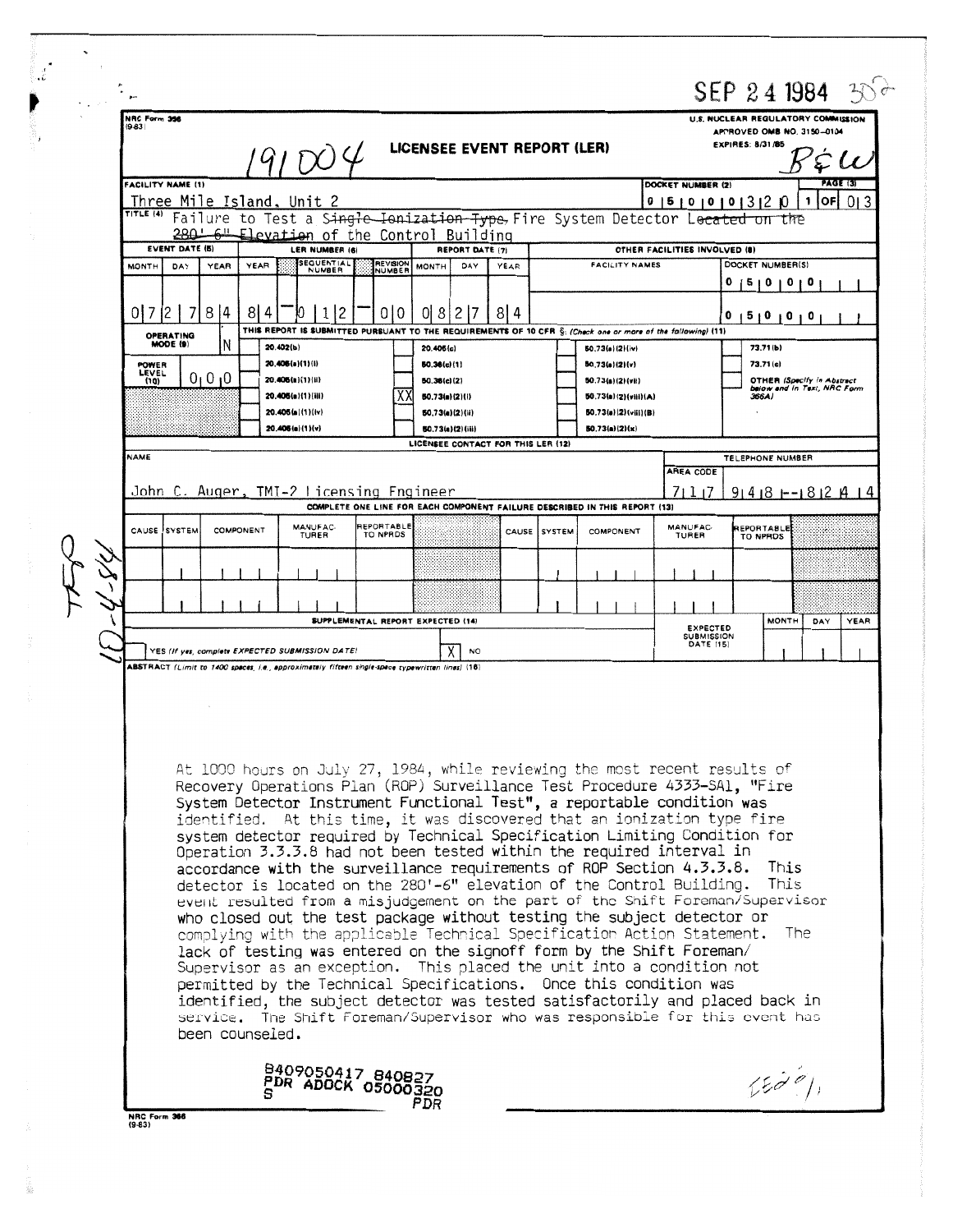SEP 24 1984

NRC Form 366 (9-83)

U.S. NUCLEAR REGULATORY COMMISSION
APPROVED OMB NO. 3150-0104
EXPIRES: 8/31/85

191004

# LICENSEE EVENT REPORT (LER)

B&W

| FACILITY NAME (1) | DOCKET NUMBER (2) | PAGE (3) |
|---|---|---|
| Three Mile Island, Unit 2 | 0 5 0 0 0 3 2 0 | 1 OF 0 3 |

TITLE (4) Failure to Test a ~~Single Ionization Type~~ Fire System Detector ~~Located on the 280'-6"~~ Elevation of the Control Building

| EVENT DATE (5) | | | LER NUMBER (6) | | | REPORT DATE (7) | | | OTHER FACILITIES INVOLVED (8) | |
|---|---|---|---|---|---|---|---|---|---|---|
| MONTH | DAY | YEAR | YEAR | SEQUENTIAL NUMBER | REVISION NUMBER | MONTH | DAY | YEAR | FACILITY NAMES | DOCKET NUMBER(S) |
| 0 7 | 2 7 | 8 4 | 8 4 | 0 1 2 | 0 0 | 0 8 | 2 7 | 8 4 | | 0 5 0 0 0 |
| | | | | | | | | | | 0 5 0 0 0 |

OPERATING MODE (9): N

POWER LEVEL (10): 0 0 0

THIS REPORT IS SUBMITTED PURSUANT TO THE REQUIREMENTS OF 10 CFR §: (Check one or more of the following) (11)

| | | | |
|---|---|---|---|
| 20.402(b) | 20.405(c) | 50.73(a)(2)(iv) | 73.71(b) |
| 20.405(a)(1)(i) | 50.36(c)(1) | 50.73(a)(2)(v) | 73.71(c) |
| 20.405(a)(1)(ii) | 50.36(c)(2) | 50.73(a)(2)(vii) | OTHER (Specify in Abstract below and in Text, NRC Form 366A) |
| 20.405(a)(1)(iii) | XX 50.73(a)(2)(i) | 50.73(a)(2)(viii)(A) | |
| 20.405(a)(1)(iv) | 50.73(a)(2)(ii) | 50.73(a)(2)(viii)(B) | |
| 20.405(a)(1)(v) | 50.73(a)(2)(iii) | 50.73(a)(2)(x) | |

LICENSEE CONTACT FOR THIS LER (12)

| NAME | TELEPHONE NUMBER |
|---|---|
| John C. Auger, TMI-2 Licensing Engineer | 7 1 7 948-8244 |

COMPLETE ONE LINE FOR EACH COMPONENT FAILURE DESCRIBED IN THIS REPORT (13)

| CAUSE | SYSTEM | COMPONENT | MANUFACTURER | REPORTABLE TO NPRDS | CAUSE | SYSTEM | COMPONENT | MANUFACTURER | REPORTABLE TO NPRDS |
|---|---|---|---|---|---|---|---|---|---|
| | | | | | | | | | |
| | | | | | | | | | |

SUPPLEMENTAL REPORT EXPECTED (14)

YES (If yes, complete EXPECTED SUBMISSION DATE) [ ] NO [X]

EXPECTED SUBMISSION DATE (15): MONTH DAY YEAR

ABSTRACT (Limit to 1400 spaces, i.e., approximately fifteen single-space typewritten lines) (16)

At 1000 hours on July 27, 1984, while reviewing the most recent results of Recovery Operations Plan (ROP) Surveillance Test Procedure 4333-SA1, "Fire System Detector Instrument Functional Test", a reportable condition was identified. At this time, it was discovered that an ionization type fire system detector required by Technical Specification Limiting Condition for Operation 3.3.3.8 had not been tested within the required interval in accordance with the surveillance requirements of ROP Section 4.3.3.8. This detector is located on the 280'-6" elevation of the Control Building. This event resulted from a misjudgement on the part of the Shift Foreman/Supervisor who closed out the test package without testing the subject detector or complying with the applicable Technical Specification Action Statement. The lack of testing was entered on the signoff form by the Shift Foreman/Supervisor as an exception. This placed the unit into a condition not permitted by the Technical Specifications. Once this condition was identified, the subject detector was tested satisfactorily and placed back in service. The Shift Foreman/Supervisor who was responsible for this event has been counseled.

8409050417 840827
PDR ADOCK 05000320
S PDR

NRC Form 366 (9-83)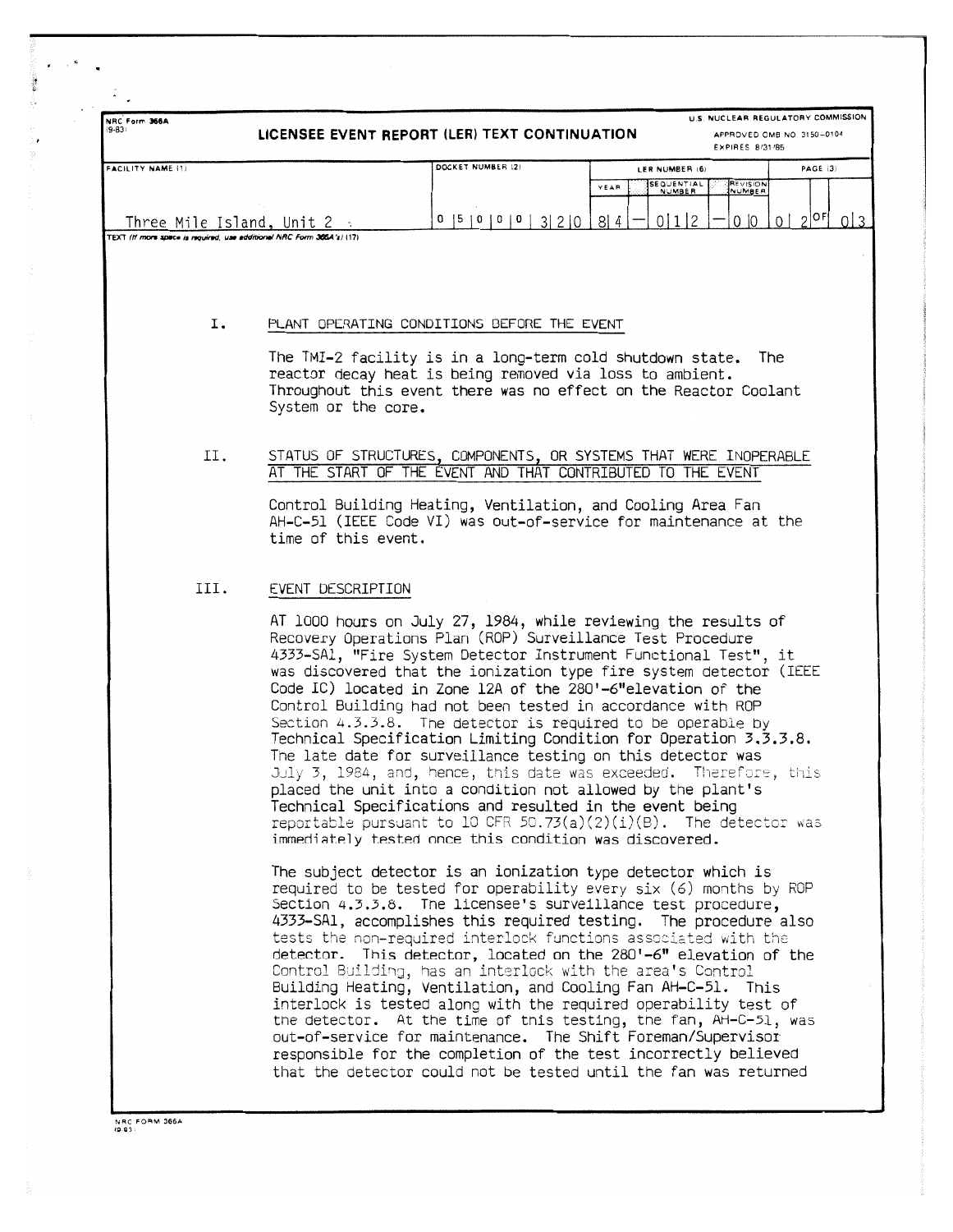NRC Form 366A

**LICENSEE EVENT REPORT (LER) TEXT CONTINUATION**

U.S. NUCLEAR REGULATORY COMMISSION
APPROVED OMB NO. 3150-0104
EXPIRES 8/31/85

| FACILITY NAME (1) | DOCKET NUMBER (2) | LER NUMBER (6) | | | PAGE (3) |
|---|---|---|---|---|---|
| | | YEAR | SEQUENTIAL NUMBER | REVISION NUMBER | |
| Three Mile Island, Unit 2 | 0 5 0 0 0 3 2 0 | 8 4 | 0 1 2 | 0 0 | 0 2 OF 0 3 |

TEXT (If more space is required, use additional NRC Form 366A's) (17)

## I. PLANT OPERATING CONDITIONS BEFORE THE EVENT

The TMI-2 facility is in a long-term cold shutdown state. The reactor decay heat is being removed via loss to ambient. Throughout this event there was no effect on the Reactor Coolant System or the core.

## II. STATUS OF STRUCTURES, COMPONENTS, OR SYSTEMS THAT WERE INOPERABLE AT THE START OF THE EVENT AND THAT CONTRIBUTED TO THE EVENT

Control Building Heating, Ventilation, and Cooling Area Fan AH-C-51 (IEEE Code VI) was out-of-service for maintenance at the time of this event.

## III. EVENT DESCRIPTION

AT 1000 hours on July 27, 1984, while reviewing the results of Recovery Operations Plan (ROP) Surveillance Test Procedure 4333-SA1, "Fire System Detector Instrument Functional Test", it was discovered that the ionization type fire system detector (IEEE Code IC) located in Zone 12A of the 280'-6"elevation of the Control Building had not been tested in accordance with ROP Section 4.3.3.8. The detector is required to be operable by Technical Specification Limiting Condition for Operation 3.3.3.8. The late date for surveillance testing on this detector was July 3, 1984, and, hence, this date was exceeded. Therefore, this placed the unit into a condition not allowed by the plant's Technical Specifications and resulted in the event being reportable pursuant to 10 CFR 50.73(a)(2)(i)(B). The detector was immediately tested once this condition was discovered.

The subject detector is an ionization type detector which is required to be tested for operability every six (6) months by ROP Section 4.3.3.8. The licensee's surveillance test procedure, 4333-SA1, accomplishes this required testing. The procedure also tests the non-required interlock functions associated with the detector. This detector, located on the 280'-6" elevation of the Control Building, has an interlock with the area's Control Building Heating, Ventilation, and Cooling Fan AH-C-51. This interlock is tested along with the required operability test of the detector. At the time of this testing, the fan, AH-C-51, was out-of-service for maintenance. The Shift Foreman/Supervisor responsible for the completion of the test incorrectly believed that the detector could not be tested until the fan was returned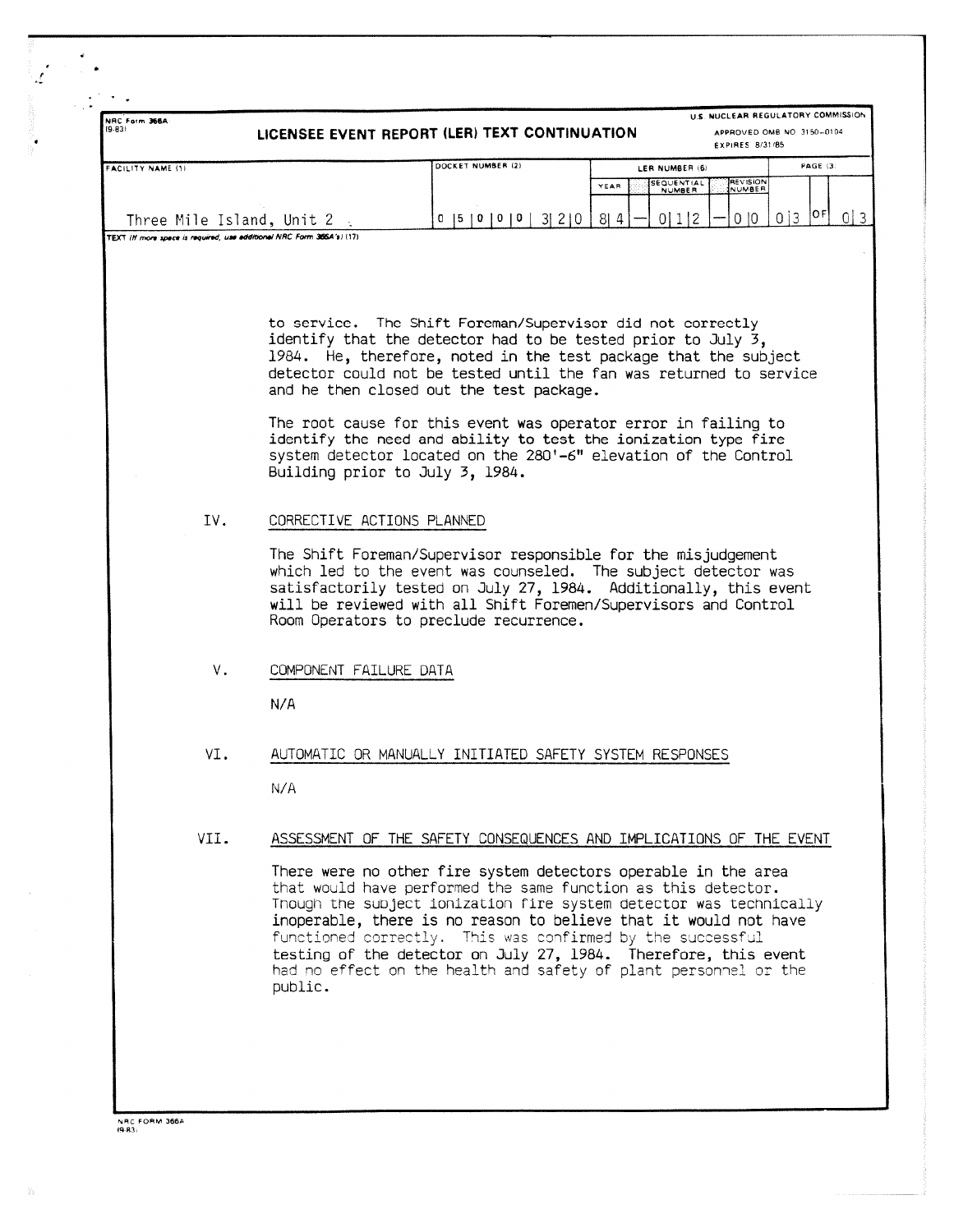NRC Form 366A
(9-83)

U.S. NUCLEAR REGULATORY COMMISSION
APPROVED OMB NO. 3150-0104
EXPIRES 8/31/85

# LICENSEE EVENT REPORT (LER) TEXT CONTINUATION

| FACILITY NAME (1) | DOCKET NUMBER (2) | LER NUMBER (6) | | | PAGE (3) |
|---|---|---|---|---|---|
| | | YEAR | SEQUENTIAL NUMBER | REVISION NUMBER | |
| Three Mile Island, Unit 2 | 0 5 0 0 0 3 2 0 | 8 4 | 0 1 2 | 0 0 | 0 3 OF 0 3 |

TEXT (If more space is required, use additional NRC Form 366A's) (17)

to service. The Shift Foreman/Supervisor did not correctly identify that the detector had to be tested prior to July 3, 1984. He, therefore, noted in the test package that the subject detector could not be tested until the fan was returned to service and he then closed out the test package.

The root cause for this event was operator error in failing to identify the need and ability to test the ionization type fire system detector located on the 280'-6" elevation of the Control Building prior to July 3, 1984.

## IV. CORRECTIVE ACTIONS PLANNED

The Shift Foreman/Supervisor responsible for the misjudgement which led to the event was counseled. The subject detector was satisfactorily tested on July 27, 1984. Additionally, this event will be reviewed with all Shift Foremen/Supervisors and Control Room Operators to preclude recurrence.

## V. COMPONENT FAILURE DATA

N/A

## VI. AUTOMATIC OR MANUALLY INITIATED SAFETY SYSTEM RESPONSES

N/A

## VII. ASSESSMENT OF THE SAFETY CONSEQUENCES AND IMPLICATIONS OF THE EVENT

There were no other fire system detectors operable in the area that would have performed the same function as this detector. Though the subject ionization fire system detector was technically inoperable, there is no reason to believe that it would not have functioned correctly. This was confirmed by the successful testing of the detector on July 27, 1984. Therefore, this event had no effect on the health and safety of plant personnel or the public.

NRC FORM 366A
(9-83)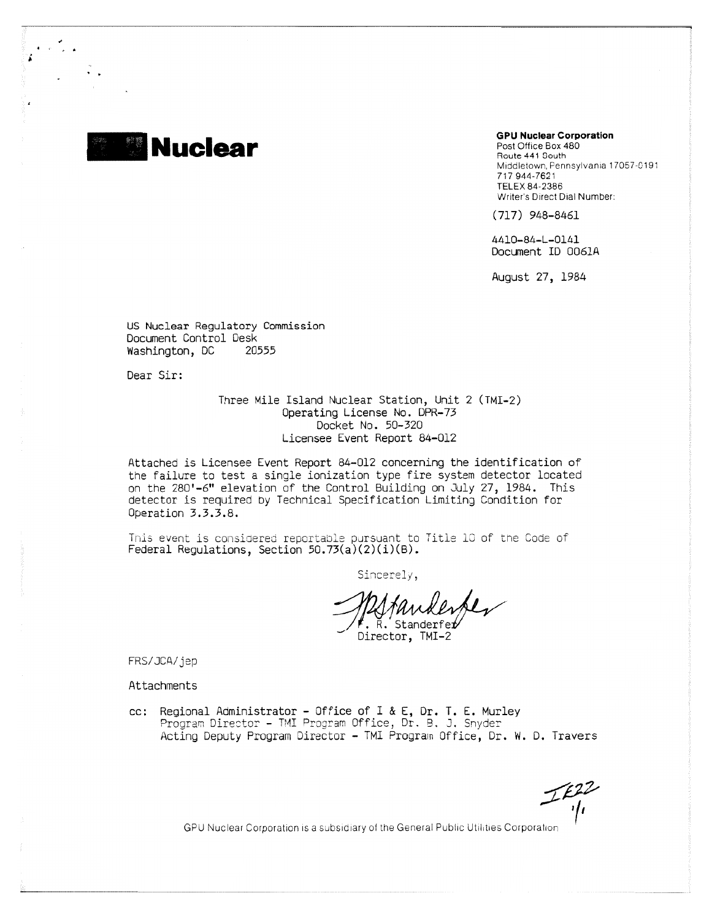**Nuclear**

**GPU Nuclear Corporation**
Post Office Box 480
Route 441 South
Middletown, Pennsylvania 17057-0191
717 944-7621
TELEX 84-2386
Writer's Direct Dial Number:

(717) 948-8461

4410-84-L-0141
Document ID 0061A

August 27, 1984

US Nuclear Regulatory Commission
Document Control Desk
Washington, DC 20555

Dear Sir:

Three Mile Island Nuclear Station, Unit 2 (TMI-2)
Operating License No. DPR-73
Docket No. 50-320
Licensee Event Report 84-012

Attached is Licensee Event Report 84-012 concerning the identification of the failure to test a single ionization type fire system detector located on the 280'-6" elevation of the Control Building on July 27, 1984. This detector is required by Technical Specification Limiting Condition for Operation 3.3.3.8.

This event is considered reportable pursuant to Title 10 of the Code of Federal Regulations, Section 50.73(a)(2)(i)(B).

Sincerely,

F. R. Standerfer
Director, TMI-2

FRS/JCA/jep

Attachments

cc: Regional Administrator - Office of I & E, Dr. T. E. Murley
Program Director - TMI Program Office, Dr. B. J. Snyder
Acting Deputy Program Director - TMI Program Office, Dr. W. D. Travers

IE22
1/1

GPU Nuclear Corporation is a subsidiary of the General Public Utilities Corporation